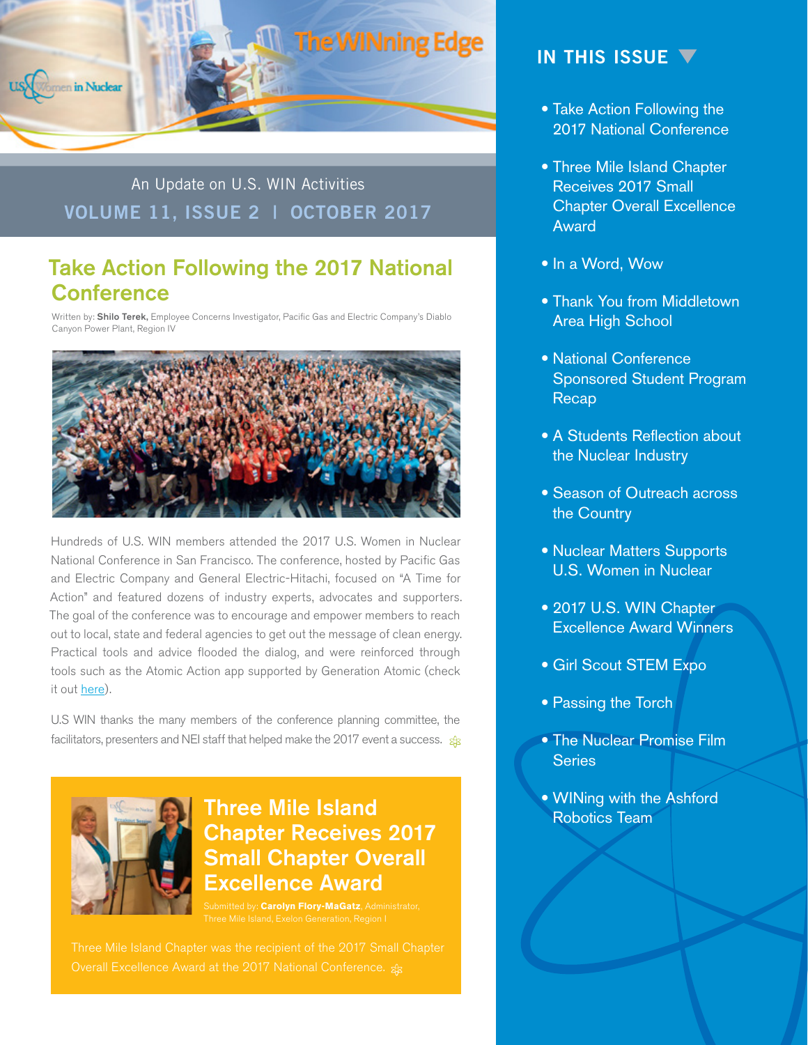# The WINning Edge

An Update on U.S. WIN Activities

**VOLUME 11, ISSUE 2 | OCTOBER 2017**

## IN THIS ISSUE

- Take Action Following the 2017 National Conference
- Three Mile Island Chapter Receives 2017 Small Chapter Overall Excellence Award
- In a Word, Wow
- Thank You from Middletown Area High School
- National Conference Sponsored Student Program Recap
- A Students Reflection about the Nuclear Industry
- Season of Outreach across the Country
- Nuclear Matters Supports U.S. Women in Nuclear
- 2017 U.S. WIN Chapter Excellence Award Winners
- Girl Scout STEM Expo
- Passing the Torch
- The Nuclear Promise Film Series
- WINing with the Ashford Robotics Team

## Take Action Following the 2017 National Conference

Written by: **Shilo Terek,** Employee Concerns Investigator, Pacific Gas and Electric Company's Diablo Canyon Power Plant, Region IV

Hundreds of U.S. WIN members attended the 2017 U.S. Women in Nuclear National Conference in San Francisco. The conference, hosted by Pacific Gas and Electric Company and General Electric-Hitachi, focused on "A Time for Action" and featured dozens of industry experts, advocates and supporters. The goal of the conference was to encourage and empower members to reach out to local, state and federal agencies to get out the message of clean energy. Practical tools and advice flooded the dialog, and were reinforced through tools such as the Atomic Action app supported by Generation Atomic (check it out here).

U.S WIN thanks the many members of the conference planning committee, the facilitators, presenters and NEI staff that helped make the 2017 event a success.

## Three Mile Island Chapter Receives 2017 Small Chapter Overall Excellence Award

Submitted by: **Carolyn Flory-MaGatz**, Administrator, Three Mile Island, Exelon Generation, Region I

Three Mile Island Chapter was the recipient of the 2017 Small Chapter Overall Excellence Award at the 2017 National Conference.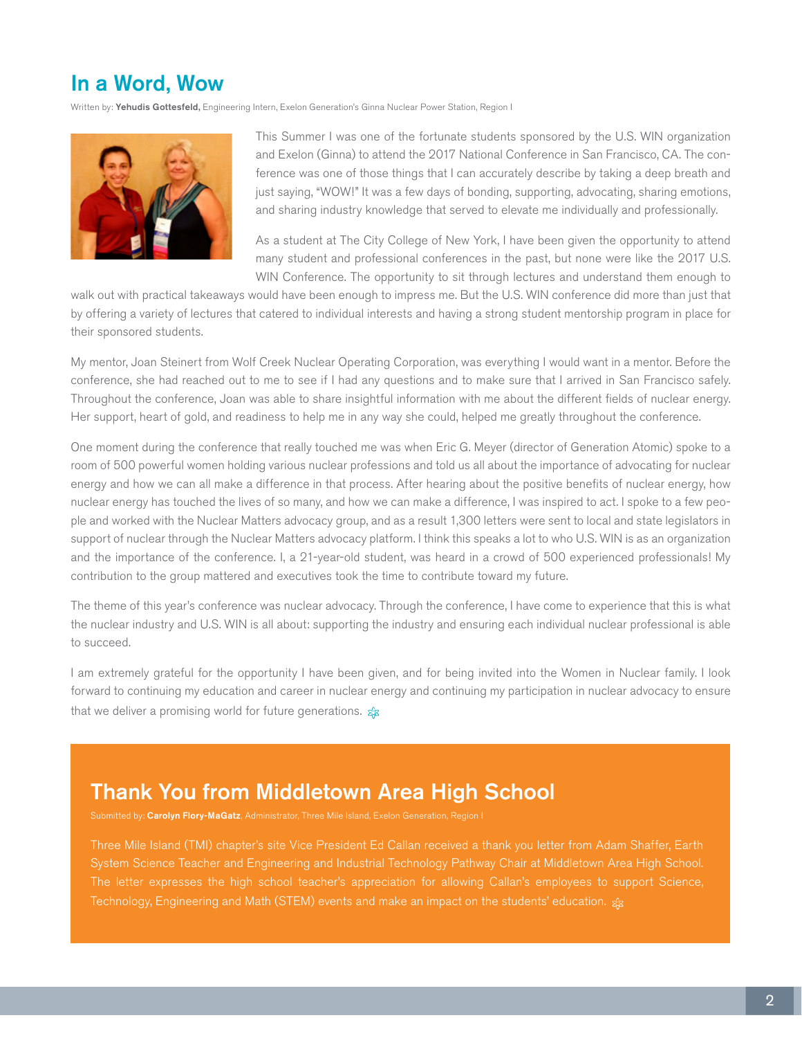## In a Word, Wow

Written by: **Yehudis Gottesfeld,** Engineering Intern, Exelon Generation's Ginna Nuclear Power Station, Region I

This Summer I was one of the fortunate students sponsored by the U.S. WIN organization and Exelon (Ginna) to attend the 2017 National Conference in San Francisco, CA. The conference was one of those things that I can accurately describe by taking a deep breath and just saying, "WOW!" It was a few days of bonding, supporting, advocating, sharing emotions, and sharing industry knowledge that served to elevate me individually and professionally.

As a student at The City College of New York, I have been given the opportunity to attend many student and professional conferences in the past, but none were like the 2017 U.S. WIN Conference. The opportunity to sit through lectures and understand them enough to walk out with practical takeaways would have been enough to impress me. But the U.S. WIN conference did more than just that by offering a variety of lectures that catered to individual interests and having a strong student mentorship program in place for their sponsored students.

My mentor, Joan Steinert from Wolf Creek Nuclear Operating Corporation, was everything I would want in a mentor. Before the conference, she had reached out to me to see if I had any questions and to make sure that I arrived in San Francisco safely. Throughout the conference, Joan was able to share insightful information with me about the different fields of nuclear energy. Her support, heart of gold, and readiness to help me in any way she could, helped me greatly throughout the conference.

One moment during the conference that really touched me was when Eric G. Meyer (director of Generation Atomic) spoke to a room of 500 powerful women holding various nuclear professions and told us all about the importance of advocating for nuclear energy and how we can all make a difference in that process. After hearing about the positive benefits of nuclear energy, how nuclear energy has touched the lives of so many, and how we can make a difference, I was inspired to act. I spoke to a few people and worked with the Nuclear Matters advocacy group, and as a result 1,300 letters were sent to local and state legislators in support of nuclear through the Nuclear Matters advocacy platform. I think this speaks a lot to who U.S. WIN is as an organization and the importance of the conference. I, a 21-year-old student, was heard in a crowd of 500 experienced professionals! My contribution to the group mattered and executives took the time to contribute toward my future.

The theme of this year's conference was nuclear advocacy. Through the conference, I have come to experience that this is what the nuclear industry and U.S. WIN is all about: supporting the industry and ensuring each individual nuclear professional is able to succeed.

I am extremely grateful for the opportunity I have been given, and for being invited into the Women in Nuclear family. I look forward to continuing my education and career in nuclear energy and continuing my participation in nuclear advocacy to ensure that we deliver a promising world for future generations.

## Thank You from Middletown Area High School

Submitted by: **Carolyn Flory-MaGatz**, Administrator, Three Mile Island, Exelon Generation, Region I

Three Mile Island (TMI) chapter's site Vice President Ed Callan received a thank you letter from Adam Shaffer, Earth System Science Teacher and Engineering and Industrial Technology Pathway Chair at Middletown Area High School. The letter expresses the high school teacher's appreciation for allowing Callan's employees to support Science, Technology, Engineering and Math (STEM) events and make an impact on the students' education.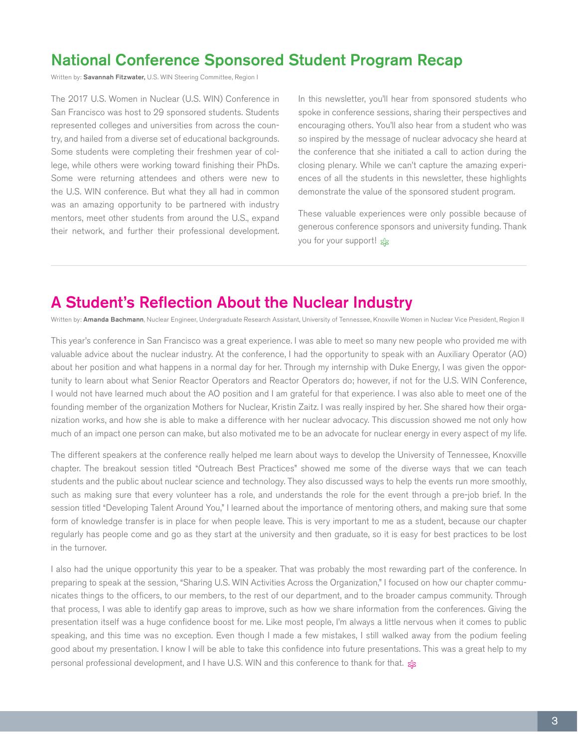## National Conference Sponsored Student Program Recap

Written by: **Savannah Fitzwater,** U.S. WIN Steering Committee, Region I

The 2017 U.S. Women in Nuclear (U.S. WIN) Conference in San Francisco was host to 29 sponsored students. Students represented colleges and universities from across the country, and hailed from a diverse set of educational backgrounds. Some students were completing their freshmen year of college, while others were working toward finishing their PhDs. Some were returning attendees and others were new to the U.S. WIN conference. But what they all had in common was an amazing opportunity to be partnered with industry mentors, meet other students from around the U.S., expand their network, and further their professional development.

In this newsletter, you'll hear from sponsored students who spoke in conference sessions, sharing their perspectives and encouraging others. You'll also hear from a student who was so inspired by the message of nuclear advocacy she heard at the conference that she initiated a call to action during the closing plenary. While we can't capture the amazing experiences of all the students in this newsletter, these highlights demonstrate the value of the sponsored student program.

These valuable experiences were only possible because of generous conference sponsors and university funding. Thank you for your support!

## A Student's Reflection About the Nuclear Industry

Written by: **Amanda Bachmann**, Nuclear Engineer, Undergraduate Research Assistant, University of Tennessee, Knoxville Women in Nuclear Vice President, Region II

This year's conference in San Francisco was a great experience. I was able to meet so many new people who provided me with valuable advice about the nuclear industry. At the conference, I had the opportunity to speak with an Auxiliary Operator (AO) about her position and what happens in a normal day for her. Through my internship with Duke Energy, I was given the opportunity to learn about what Senior Reactor Operators and Reactor Operators do; however, if not for the U.S. WIN Conference, I would not have learned much about the AO position and I am grateful for that experience. I was also able to meet one of the founding member of the organization Mothers for Nuclear, Kristin Zaitz. I was really inspired by her. She shared how their organization works, and how she is able to make a difference with her nuclear advocacy. This discussion showed me not only how much of an impact one person can make, but also motivated me to be an advocate for nuclear energy in every aspect of my life.

The different speakers at the conference really helped me learn about ways to develop the University of Tennessee, Knoxville chapter. The breakout session titled "Outreach Best Practices" showed me some of the diverse ways that we can teach students and the public about nuclear science and technology. They also discussed ways to help the events run more smoothly, such as making sure that every volunteer has a role, and understands the role for the event through a pre-job brief. In the session titled "Developing Talent Around You," I learned about the importance of mentoring others, and making sure that some form of knowledge transfer is in place for when people leave. This is very important to me as a student, because our chapter regularly has people come and go as they start at the university and then graduate, so it is easy for best practices to be lost in the turnover.

I also had the unique opportunity this year to be a speaker. That was probably the most rewarding part of the conference. In preparing to speak at the session, "Sharing U.S. WIN Activities Across the Organization," I focused on how our chapter communicates things to the officers, to our members, to the rest of our department, and to the broader campus community. Through that process, I was able to identify gap areas to improve, such as how we share information from the conferences. Giving the presentation itself was a huge confidence boost for me. Like most people, I'm always a little nervous when it comes to public speaking, and this time was no exception. Even though I made a few mistakes, I still walked away from the podium feeling good about my presentation. I know I will be able to take this confidence into future presentations. This was a great help to my personal professional development, and I have U.S. WIN and this conference to thank for that.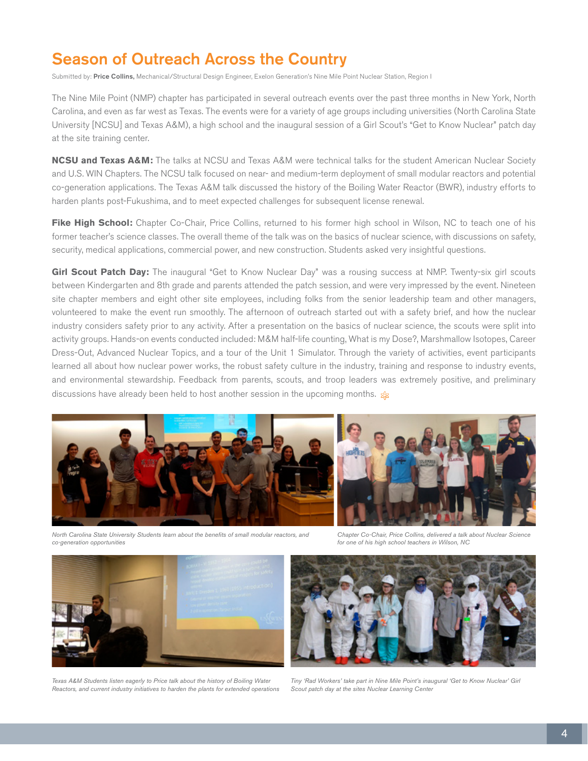# Season of Outreach Across the Country

Submitted by: **Price Collins,** Mechanical/Structural Design Engineer, Exelon Generation's Nine Mile Point Nuclear Station, Region I

The Nine Mile Point (NMP) chapter has participated in several outreach events over the past three months in New York, North Carolina, and even as far west as Texas. The events were for a variety of age groups including universities (North Carolina State University [NCSU] and Texas A&M), a high school and the inaugural session of a Girl Scout's "Get to Know Nuclear" patch day at the site training center.

**NCSU and Texas A&M:** The talks at NCSU and Texas A&M were technical talks for the student American Nuclear Society and U.S. WIN Chapters. The NCSU talk focused on near- and medium-term deployment of small modular reactors and potential co-generation applications. The Texas A&M talk discussed the history of the Boiling Water Reactor (BWR), industry efforts to harden plants post-Fukushima, and to meet expected challenges for subsequent license renewal.

**Fike High School:** Chapter Co-Chair, Price Collins, returned to his former high school in Wilson, NC to teach one of his former teacher's science classes. The overall theme of the talk was on the basics of nuclear science, with discussions on safety, security, medical applications, commercial power, and new construction. Students asked very insightful questions.

**Girl Scout Patch Day:** The inaugural "Get to Know Nuclear Day" was a rousing success at NMP. Twenty-six girl scouts between Kindergarten and 8th grade and parents attended the patch session, and were very impressed by the event. Nineteen site chapter members and eight other site employees, including folks from the senior leadership team and other managers, volunteered to make the event run smoothly. The afternoon of outreach started out with a safety brief, and how the nuclear industry considers safety prior to any activity. After a presentation on the basics of nuclear science, the scouts were split into activity groups. Hands-on events conducted included: M&M half-life counting, What is my Dose?, Marshmallow Isotopes, Career Dress-Out, Advanced Nuclear Topics, and a tour of the Unit 1 Simulator. Through the variety of activities, event participants learned all about how nuclear power works, the robust safety culture in the industry, training and response to industry events, and environmental stewardship. Feedback from parents, scouts, and troop leaders was extremely positive, and preliminary discussions have already been held to host another session in the upcoming months.

*North Carolina State University Students learn about the benefits of small modular reactors, and co-generation opportunities*

*Chapter Co-Chair, Price Collins, delivered a talk about Nuclear Science for one of his high school teachers in Wilson, NC*

*Texas A&M Students listen eagerly to Price talk about the history of Boiling Water Reactors, and current industry initiatives to harden the plants for extended operations*

*Tiny 'Rad Workers' take part in Nine Mile Point's inaugural 'Get to Know Nuclear' Girl Scout patch day at the sites Nuclear Learning Center*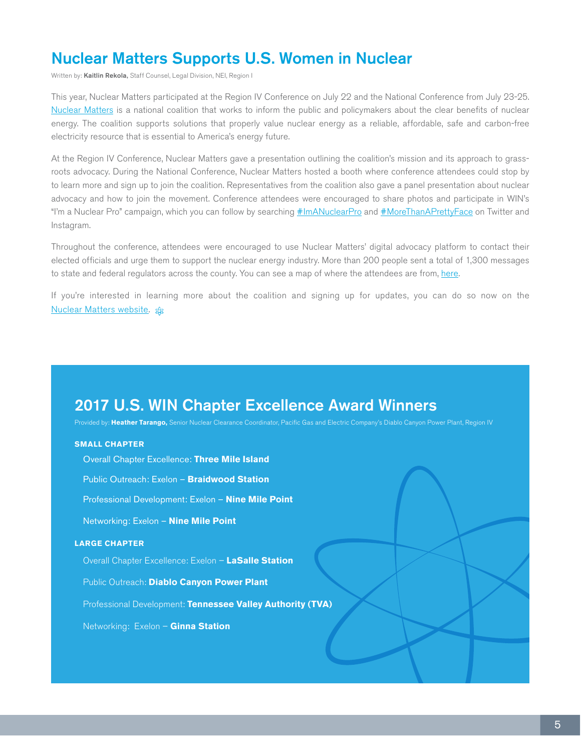## Nuclear Matters Supports U.S. Women in Nuclear

Written by: **Kaitlin Rekola,** Staff Counsel, Legal Division, NEI, Region I

This year, Nuclear Matters participated at the Region IV Conference on July 22 and the National Conference from July 23-25. Nuclear Matters is a national coalition that works to inform the public and policymakers about the clear benefits of nuclear energy. The coalition supports solutions that properly value nuclear energy as a reliable, affordable, safe and carbon-free electricity resource that is essential to America's energy future.

At the Region IV Conference, Nuclear Matters gave a presentation outlining the coalition's mission and its approach to grass-roots advocacy. During the National Conference, Nuclear Matters hosted a booth where conference attendees could stop by to learn more and sign up to join the coalition. Representatives from the coalition also gave a panel presentation about nuclear advocacy and how to join the movement. Conference attendees were encouraged to share photos and participate in WIN's "I'm a Nuclear Pro" campaign, which you can follow by searching #ImANuclearPro and #MoreThanAPrettyFace on Twitter and Instagram.

Throughout the conference, attendees were encouraged to use Nuclear Matters' digital advocacy platform to contact their elected officials and urge them to support the nuclear energy industry. More than 200 people sent a total of 1,300 messages to state and federal regulators across the county. You can see a map of where the attendees are from, here.

If you're interested in learning more about the coalition and signing up for updates, you can do so now on the Nuclear Matters website.

## 2017 U.S. WIN Chapter Excellence Award Winners

Provided by: **Heather Tarango,** Senior Nuclear Clearance Coordinator, Pacific Gas and Electric Company's Diablo Canyon Power Plant, Region IV

**SMALL CHAPTER**

- Overall Chapter Excellence: **Three Mile Island**
- Public Outreach: Exelon – **Braidwood Station**
- Professional Development: Exelon – **Nine Mile Point**
- Networking: Exelon – **Nine Mile Point**

**LARGE CHAPTER**

- Overall Chapter Excellence: Exelon – **LaSalle Station**
- Public Outreach: **Diablo Canyon Power Plant**
- Professional Development: **Tennessee Valley Authority (TVA)**
- Networking: Exelon – **Ginna Station**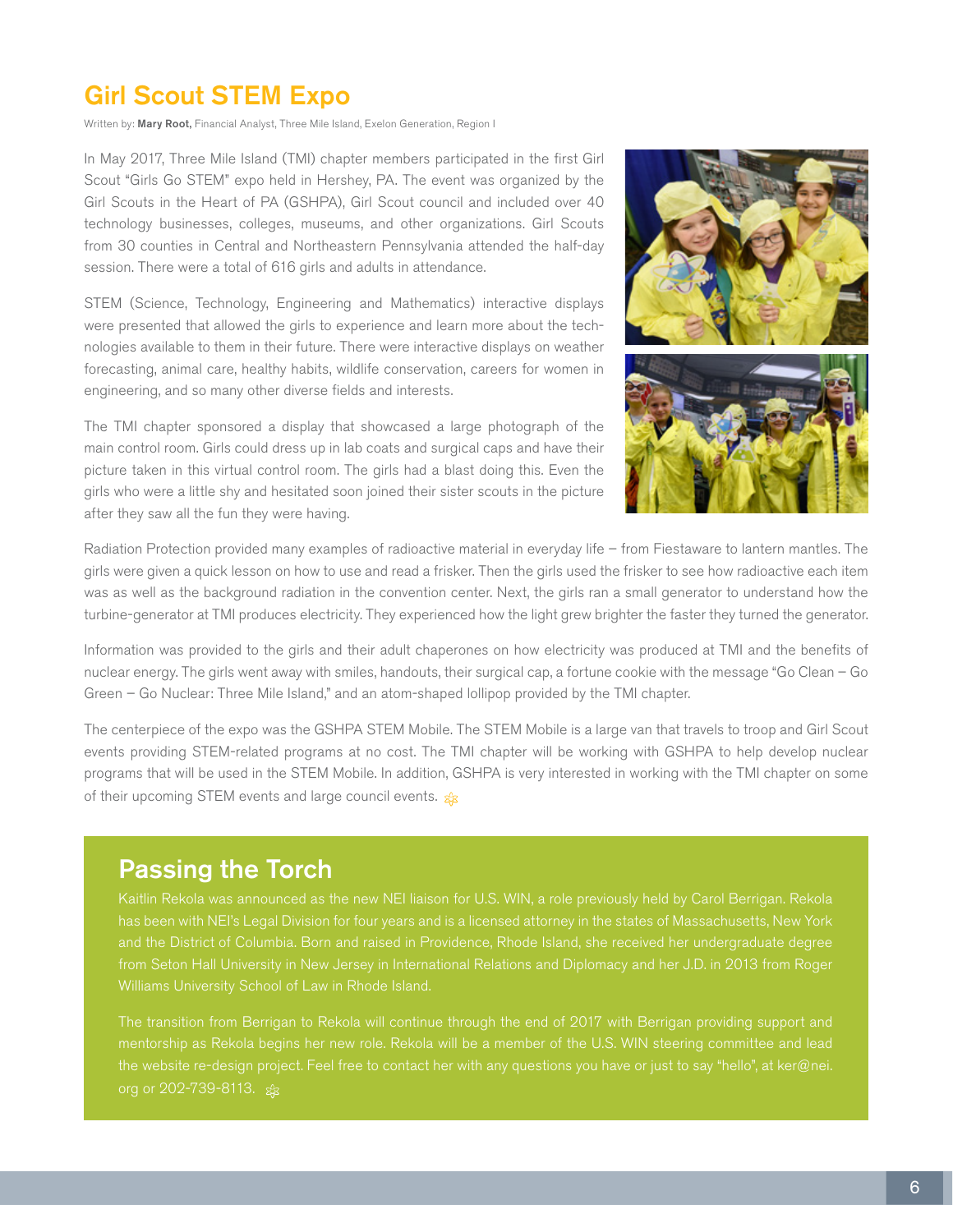## Girl Scout STEM Expo

Written by: **Mary Root,** Financial Analyst, Three Mile Island, Exelon Generation, Region I

In May 2017, Three Mile Island (TMI) chapter members participated in the first Girl Scout "Girls Go STEM" expo held in Hershey, PA. The event was organized by the Girl Scouts in the Heart of PA (GSHPA), Girl Scout council and included over 40 technology businesses, colleges, museums, and other organizations. Girl Scouts from 30 counties in Central and Northeastern Pennsylvania attended the half-day session. There were a total of 616 girls and adults in attendance.

STEM (Science, Technology, Engineering and Mathematics) interactive displays were presented that allowed the girls to experience and learn more about the technologies available to them in their future. There were interactive displays on weather forecasting, animal care, healthy habits, wildlife conservation, careers for women in engineering, and so many other diverse fields and interests.

The TMI chapter sponsored a display that showcased a large photograph of the main control room. Girls could dress up in lab coats and surgical caps and have their picture taken in this virtual control room. The girls had a blast doing this. Even the girls who were a little shy and hesitated soon joined their sister scouts in the picture after they saw all the fun they were having.

Radiation Protection provided many examples of radioactive material in everyday life – from Fiestaware to lantern mantles. The girls were given a quick lesson on how to use and read a frisker. Then the girls used the frisker to see how radioactive each item was as well as the background radiation in the convention center. Next, the girls ran a small generator to understand how the turbine-generator at TMI produces electricity. They experienced how the light grew brighter the faster they turned the generator.

Information was provided to the girls and their adult chaperones on how electricity was produced at TMI and the benefits of nuclear energy. The girls went away with smiles, handouts, their surgical cap, a fortune cookie with the message "Go Clean – Go Green – Go Nuclear: Three Mile Island," and an atom-shaped lollipop provided by the TMI chapter.

The centerpiece of the expo was the GSHPA STEM Mobile. The STEM Mobile is a large van that travels to troop and Girl Scout events providing STEM-related programs at no cost. The TMI chapter will be working with GSHPA to help develop nuclear programs that will be used in the STEM Mobile. In addition, GSHPA is very interested in working with the TMI chapter on some of their upcoming STEM events and large council events.

## Passing the Torch

Kaitlin Rekola was announced as the new NEI liaison for U.S. WIN, a role previously held by Carol Berrigan. Rekola has been with NEI's Legal Division for four years and is a licensed attorney in the states of Massachusetts, New York and the District of Columbia. Born and raised in Providence, Rhode Island, she received her undergraduate degree from Seton Hall University in New Jersey in International Relations and Diplomacy and her J.D. in 2013 from Roger Williams University School of Law in Rhode Island.

The transition from Berrigan to Rekola will continue through the end of 2017 with Berrigan providing support and mentorship as Rekola begins her new role. Rekola will be a member of the U.S. WIN steering committee and lead the website re-design project. Feel free to contact her with any questions you have or just to say "hello", at ker@nei.org or 202-739-8113.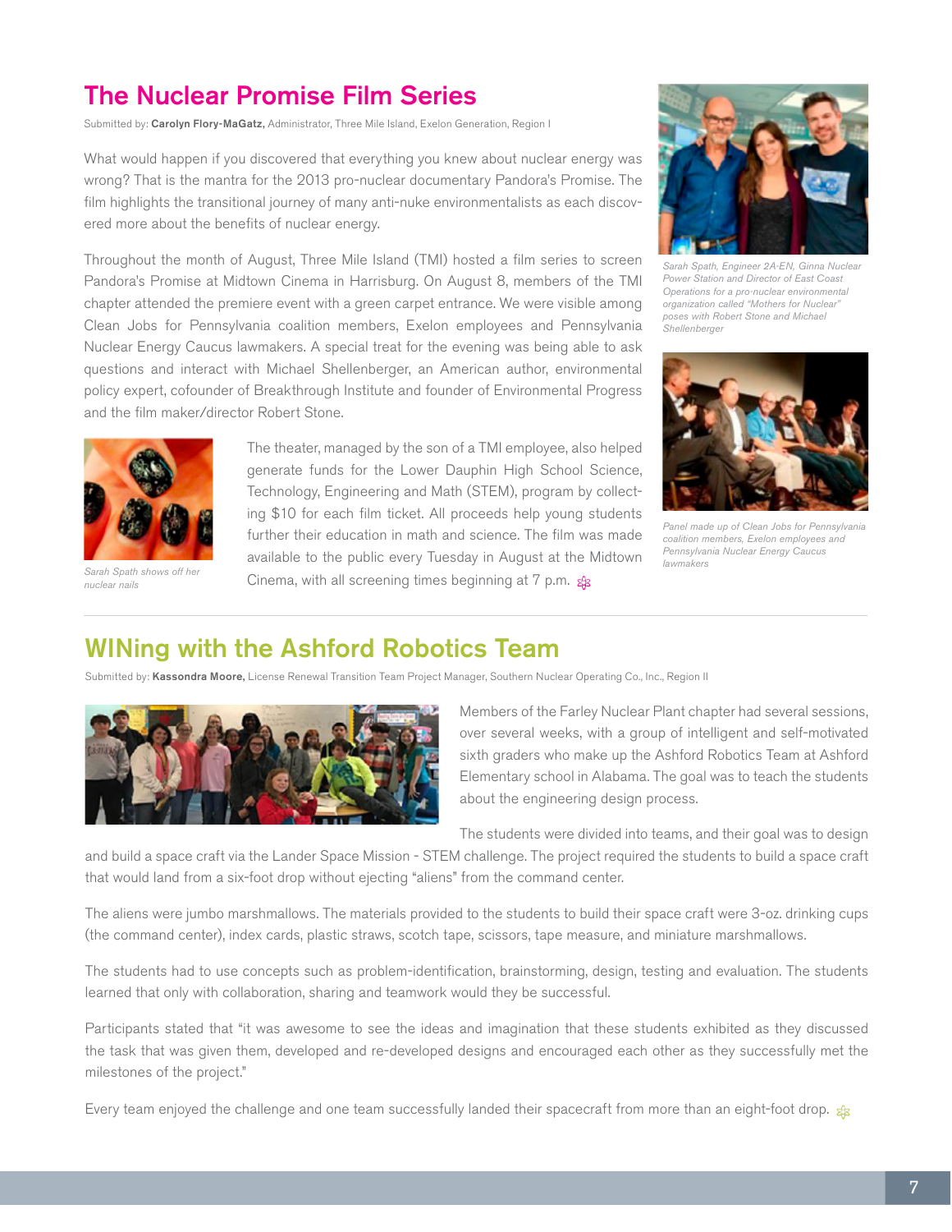## The Nuclear Promise Film Series

Submitted by: **Carolyn Flory-MaGatz,** Administrator, Three Mile Island, Exelon Generation, Region I

What would happen if you discovered that everything you knew about nuclear energy was wrong? That is the mantra for the 2013 pro-nuclear documentary Pandora's Promise. The film highlights the transitional journey of many anti-nuke environmentalists as each discovered more about the benefits of nuclear energy.

Throughout the month of August, Three Mile Island (TMI) hosted a film series to screen Pandora's Promise at Midtown Cinema in Harrisburg. On August 8, members of the TMI chapter attended the premiere event with a green carpet entrance. We were visible among Clean Jobs for Pennsylvania coalition members, Exelon employees and Pennsylvania Nuclear Energy Caucus lawmakers. A special treat for the evening was being able to ask questions and interact with Michael Shellenberger, an American author, environmental policy expert, cofounder of Breakthrough Institute and founder of Environmental Progress and the film maker/director Robert Stone.

*Sarah Spath, Engineer 2A-EN, Ginna Nuclear Power Station and Director of East Coast Operations for a pro-nuclear environmental organization called "Mothers for Nuclear" poses with Robert Stone and Michael Shellenberger*

The theater, managed by the son of a TMI employee, also helped generate funds for the Lower Dauphin High School Science, Technology, Engineering and Math (STEM), program by collecting $10 for each film ticket. All proceeds help young students further their education in math and science. The film was made available to the public every Tuesday in August at the Midtown Cinema, with all screening times beginning at 7 p.m.

*Sarah Spath shows off her nuclear nails*

*Panel made up of Clean Jobs for Pennsylvania coalition members, Exelon employees and Pennsylvania Nuclear Energy Caucus lawmakers*

## WINing with the Ashford Robotics Team

Submitted by: **Kassondra Moore,** License Renewal Transition Team Project Manager, Southern Nuclear Operating Co., Inc., Region II

Members of the Farley Nuclear Plant chapter had several sessions, over several weeks, with a group of intelligent and self-motivated sixth graders who make up the Ashford Robotics Team at Ashford Elementary school in Alabama. The goal was to teach the students about the engineering design process.

The students were divided into teams, and their goal was to design and build a space craft via the Lander Space Mission - STEM challenge. The project required the students to build a space craft that would land from a six-foot drop without ejecting "aliens" from the command center.

The aliens were jumbo marshmallows. The materials provided to the students to build their space craft were 3-oz. drinking cups (the command center), index cards, plastic straws, scotch tape, scissors, tape measure, and miniature marshmallows.

The students had to use concepts such as problem-identification, brainstorming, design, testing and evaluation. The students learned that only with collaboration, sharing and teamwork would they be successful.

Participants stated that "it was awesome to see the ideas and imagination that these students exhibited as they discussed the task that was given them, developed and re-developed designs and encouraged each other as they successfully met the milestones of the project."

Every team enjoyed the challenge and one team successfully landed their spacecraft from more than an eight-foot drop.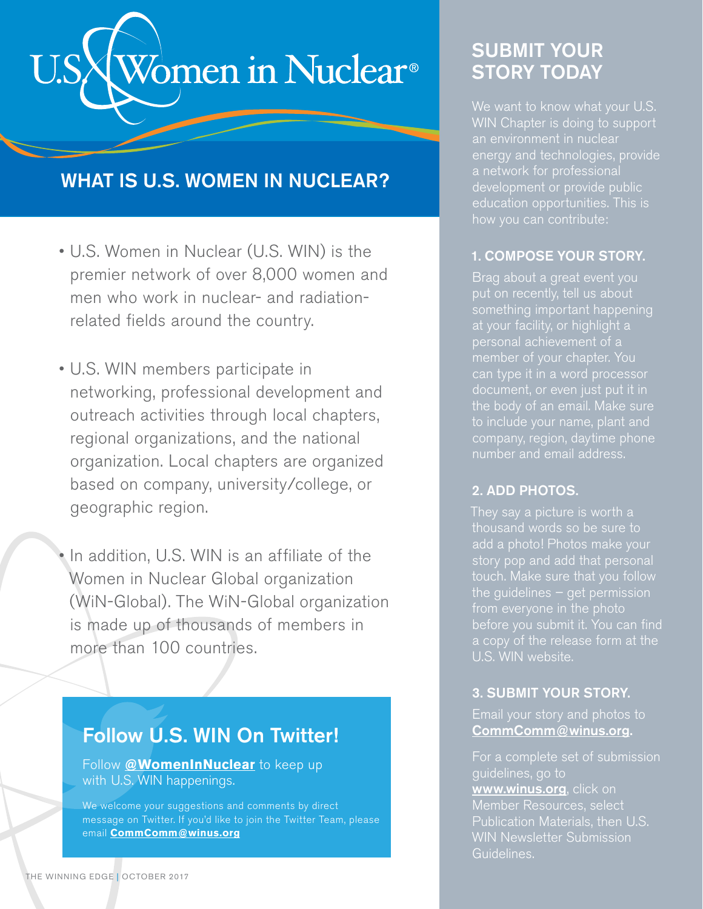U.S. Women in Nuclear®

## WHAT IS U.S. WOMEN IN NUCLEAR?

- U.S. Women in Nuclear (U.S. WIN) is the premier network of over 8,000 women and men who work in nuclear- and radiation-related fields around the country.
- U.S. WIN members participate in networking, professional development and outreach activities through local chapters, regional organizations, and the national organization. Local chapters are organized based on company, university/college, or geographic region.
- In addition, U.S. WIN is an affiliate of the Women in Nuclear Global organization (WiN-Global). The WiN-Global organization is made up of thousands of members in more than 100 countries.

## Follow U.S. WIN On Twitter!

Follow **@WomenInNuclear** to keep up with U.S. WIN happenings.

We welcome your suggestions and comments by direct message on Twitter. If you'd like to join the Twitter Team, please email **CommComm@winus.org**

## SUBMIT YOUR STORY TODAY

We want to know what your U.S. WIN Chapter is doing to support an environment in nuclear energy and technologies, provide a network for professional development or provide public education opportunities. This is how you can contribute:

### 1. COMPOSE YOUR STORY.

Brag about a great event you put on recently, tell us about something important happening at your facility, or highlight a personal achievement of a member of your chapter. You can type it in a word processor document, or even just put it in the body of an email. Make sure to include your name, plant and company, region, daytime phone number and email address.

### 2. ADD PHOTOS.

They say a picture is worth a thousand words so be sure to add a photo! Photos make your story pop and add that personal touch. Make sure that you follow the guidelines – get permission from everyone in the photo before you submit it. You can find a copy of the release form at the U.S. WIN website.

### 3. SUBMIT YOUR STORY.

Email your story and photos to **CommComm@winus.org**.

For a complete set of submission guidelines, go to **www.winus.org**, click on Member Resources, select Publication Materials, then U.S. WIN Newsletter Submission Guidelines.